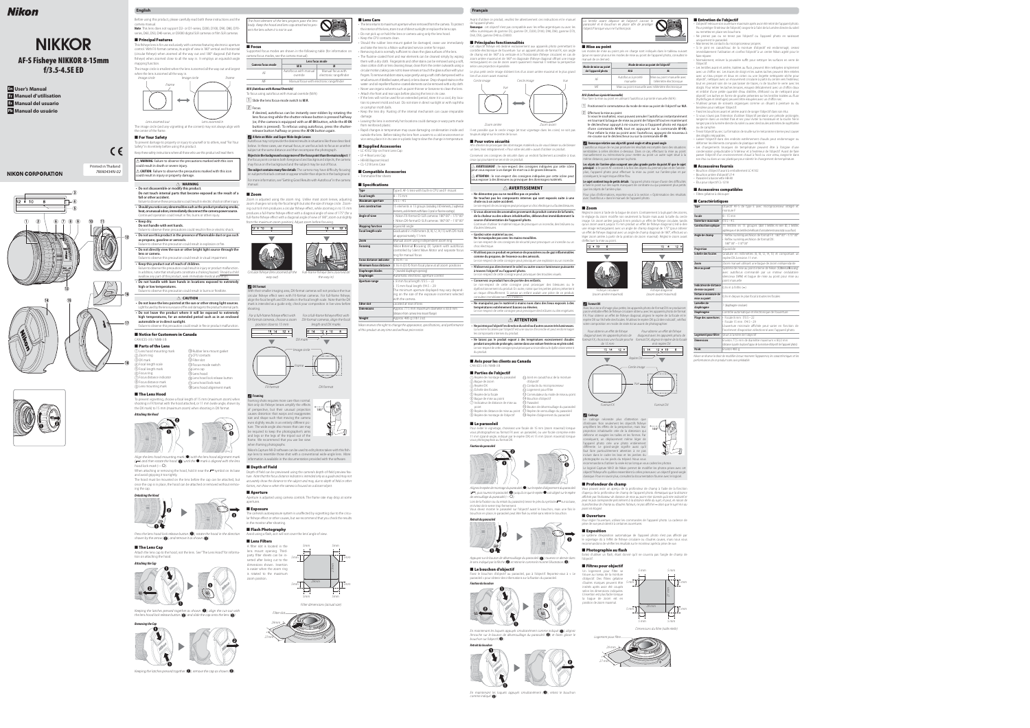# Nikon

# NIKKOR

## AF-S Fisheye NIKKOR 8-15mm f/3.5-4.5E ED

- En User's Manual
- Fr Manuel d'utilisation
- Es Manual del usuario
- Pt Manual do usuário

Printed in Thailand
7MA0434N-02

NIKON CORPORATION

# English

Before using this product, please carefully read both these instructions and the camera manual.

**Note**: The lens does not support D3 or D1 series, D200, D100, D90, D80 series, D60, D50, D40 series, or D3000 digital SLR cameras or film SLR cameras.

## ■ Principal Features

This fisheye lens is for use exclusively with cameras featuring electronic aperture control. With FX-format cameras, its angle of view is 180° vertical and horizontal (circular fisheye) when zoomed all the way out and 180° diagonal (full-frame fisheye) when zoomed close to all the way in. It employs an equisolid-angle mapping function.

The image circle is smallest when the lens is zoomed all the way out and largest when the lens is zoomed all the way in.

Image circle — Frame — Image circle — Frame

Lens zoomed out — Lens zoomed in

The image circle (and any vignetting at the corners) may not always align with the center of the frame.

## ■ For Your Safety

To prevent damage to property or injury to yourself or to others, read "For Your Safety" in its entirety before using this product.

Keep these safety instructions where all those who use this product will read them.

⚠ **WARNING**: Failure to observe the precautions marked with this icon could result in death or severe injury.

⚠ **CAUTION**: Failure to observe the precautions marked with this icon could result in injury or property damage.

### ⚠ WARNING

- **Do not disassemble or modify this product. Do not touch internal parts that become exposed as the result of a fall or other accident.**
  Failure to observe these precautions could result in electric shock or other injury.
- **Should you notice any abnormalities such as the product producing smoke, heat, or unusual odors, immediately disconnect the camera power source.**
  Continued operation could result in fire, burns or other injury.
- **Keep dry. Do not handle with wet hands.**
  Failure to observe these precautions could result in fire or electric shock.
- **Do not use this product in the presence of flammable dust or gas such as propane, gasoline or aerosols.**
  Failure to observe this precaution could result in explosion or fire.
- **Do not directly view the sun or other bright light source through the lens or camera.**
  Failure to observe this precaution could result in visual impairment.
- **Keep this product out of reach of children.**
  Failure to observe this precaution could result in injury or product malfunction. In addition, note that small parts constitute a choking hazard. Should a child swallow any part of this product, seek immediate medical attention.
- **Do not handle with bare hands in locations exposed to extremely high or low temperatures.**
  Failure to observe this precaution could result in burns or frostbite.

### ⚠ CAUTION

- **Do not leave the lens pointed at the sun or other strong light sources.**
  Light focused by the lens could cause fire or damage to product internal parts.
- **Do not leave the product where it will be exposed to extremely high temperatures, for an extended period such as in an enclosed automobile or in direct sunlight.**
  Failure to observe this precaution could result in fire or product malfunction.

## ■ Notice for Customers in Canada

CAN ICES-3 B / NMB-3 B

## ■ Parts of the Lens

1. Lens hood mounting mark
2. Zoom ring
3. DX mark
4. Focal length scale
5. Focal length mark
6. Focus ring
7. Focus distance indicator
8. Focus distance mark
9. Lens mounting mark
10. Rubber lens-mount gasket
11. CPU contacts
12. Filter slot
13. Focus-mode switch
14. Lens cap
15. Lens hood
16. Lens hood lock release button
17. Lens hood lock mark
18. Lens hood alignment mark

## ■ The Lens Hood

To prevent vignetting, choose a focal length of 15 mm (maximum zoom) when shooting in FX format with the hood attached, or 11 mm (wide angle; shown by the DX mark) to 15 mm (maximum zoom) when shooting in DX format.

**Attaching the Hood**

Align the lens hood mounting mark (●) with the lens hood alignment mark (━) and then rotate the hood (❶) until the ● mark is aligned with the lens hood lock mark (━○) (❷).

When attaching or removing the hood, hold it near the ━ symbol on its base and avoid gripping it too tightly.

The hood must be mounted on the lens before the cap can be attached, but once the cap is in place, the hood can be attached or removed without removing the cap.

**Detaching the Hood**

Press the lens hood lock release button (❶), rotate the hood in the direction shown by the arrow (❷), and remove it as shown (❸).

## ■ The Lens Cap

Attach the lens cap to the hood, not the lens. See "The Lens Hood" for information on attaching the hood.

**Attaching the Cap**

Keeping the latches pressed together as shown (❶), align the cut-out with the lens hood lock release button (❷) and slide the cap onto the lens (❸).

**Removing the Cap**

Keeping the latches pressed together (❶), remove the cap as shown (❷).

The front element of the lens projects past the lens body. Keep the hood and lens cap attached to protect the lens when it is not in use.

## ■ Focus

Supported focus modes are shown in the following table (for information on camera focus modes, see the camera manual).

| Camera focus mode | Lens focus mode | |
|---|---|---|
| | M/A | M |
| AF | Autofocus with manual override | Manual focus with electronic rangefinder |
| MF | Manual focus with electronic rangefinder | |

**M/A (Autofocus with Manual Override)**

To focus using autofocus with manual override (M/A):

1. Slide the lens focus-mode switch to **M/A**.
2. Focus.
   If desired, autofocus can be instantly over-ridden by rotating the lens focus ring while the shutter-release button is pressed halfway (or, if the camera is equipped with an **AF-ON** button, while the **AF-ON** button is pressed). To refocus using autofocus, press the shutter-release button halfway or press the **AF-ON** button again.

✔ **A Note on Wide- and Super Wide-Angle Lenses**

Autofocus may not provide the desired results in situations like those described below. In these cases, use manual focus, or use focus lock to focus on another subject at the same distance and then recompose the photograph.

**Objects in the background occupy more of the focus point than the main subject**: If the focus point contains both foreground and background objects, the camera may focus on the background and the subject may be out of focus.

**The subject contains many fine details**: The camera may have difficulty focusing on subjects that lack contrast or appear smaller than objects in the background.

For more information, see "Getting Good Results with Autofocus" in the camera manual.

## ■ Zoom

Zoom is adjusted using the zoom ring. Unlike most zoom lenses, adjusting zoom changes not only the focal length but also the size of image circle. Zooming out to 8 mm produces a circular fisheye effect, while zooming in to 15 mm produces a full-frame fisheye effect with a diagonal angle of view of 175° (for a full-frame fisheye effect with a diagonal angle of view of 180°, zoom out slightly from the maximum zoom position). Adjust zoom before focusing.

Circular fisheye lens (zoomed all the way out) — Full-frame fisheye lens (zoomed all the way in)

✔ **DX Format**

With DX-format imaging area, DX-format cameras will not produce the true circular fisheye effect seen with FX-format cameras. For full-frame fisheye, align the focal length and DX marks in the focal length scale. Note that the DX mark is intended as a guide only; check your composition in live view before shooting.

For a full-frame fisheye effect with FX-format cameras, choose a zoom position close to 15 mm — For a full-frame fisheye effect with DX-format cameras, align the focal length and DX marks

DX mark — Image circle — Frame — FX format — DX format

✔ **Framing**

Framing shots requires more care than normal. Not only do fisheye lenses amplify the effects of perspective, but their unusual projection causes distortion that warps and exaggerates size and shape such that framing the camera even slightly results in an extremely different picture. The wide-angle also means that care may be required to keep the photographer's arms and legs or the legs of the tripod out of the frame. We recommend that you use live view when framing photographs.

Nikon's Capture NX-D software can be used to edit photos taken with this fisheye lens to resemble those that with a conventional wide-angle lens. More information is available in the documentation provided with the software.

## ■ Depth of Field

Depth of field can be previewed using the camera's depth-of-field preview feature. Note that the focus distance indicator is intended only as a guide and may not accurately show the distance to the subject and may, due to depth of field or other factors, not show ∞ when the camera is focused on a distant object.

## ■ Aperture

Aperture is adjusted using camera controls. The f-stop can may drop at some aperture.

## ■ Exposure

The camera's autoexposure system is unaffected by vignetting due to the circular fisheye effect or other causes, but we recommend that you check the results in the monitor after shooting.

## ■ Flash Photography

Avoid using a flash, as it will not cover the full angle of view.

## ■ Lens Filters

A filter slot is located in the lens mount opening. Third-party filter sheets can be inserted after being cut to the dimensions shown. Insertion is easier when the zoom ring is rotated to the maximum zoom position.

Filter dimensions (actual size)

## ■ Lens Care

- The lens interior is rarely used. If so, do not...
- The lens interior is vulnerable to contamination and the rear optical element. To protect the interior of the lens, store it out of direct sunlight or replace the rear cap.
- Do not pick up or hold the lens or camera using only the lens hood.
- Keep the CPU contacts clean.
- Should the rubber lens-mount gasket be damaged, cease use immediately and take the lens to a Nikon-authorized service center for repair.
- Removing dust is normally sufficient to clean the glass surfaces of the lens.
- The fluorine-coated front and rear elements can be cleaned simply by wiping them with a dry cloth. Fingerprints and other stains can be removed using a soft clean cotton cloth or lens cleaning tissue. Wipe from the center outwards using a circular motion, taking care not to leave smears or touch the glass surface with your fingers. To remove stubborn stains, wipe gently using a soft cloth dampened with a small amount of distilled water, ethanol, or lens cleaner. Drop-shaped stains on the water- and oil-repellent fluorine-coated elements can be removed with a dry cloth.
- Never use organic solvents such as paint thinner or benzene to clean the lens.
- Attach the front and rear caps before placing the lens in its case.
- If the lens will not be used for an extended period, store it in a cool, dry location to prevent mold and rust. Do not store in direct sunlight or with naphtha or camphor moth balls.
- Keep the lens dry. Rusting of the internal mechanism can cause irreparable damage.
- Leaving the lens in extremely hot locations could damage or warp parts made from reinforced plastic.
- Rapid changes in temperature may cause damaging condensation inside and outside the lens. Before taking the lens from a warm to a cold environment or vice versa, place it in its case or a plastic bag to slow the change in temperature.

## ■ Supplied Accessories

- LC-K102 Slip-on Front Lens Cap
- LF-4 Rear Lens Cap
- HB-80 Bayonet Hood
- CL-1218 Lens Case

## ■ Compatible Accessories

- Trimmable filter sheets

## ■ Specifications

| | |
|---|---|
| Type | Type E AF-S lens with built-in CPU and F mount |
| Focal length | 8 mm–15 mm |
| Maximum aperture | f/3.5–4.5 |
| Lens construction | 15 elements in 13 groups (including 3 ED elements, 2 aspherical elements, and lens elements with a fluorine coat) |
| Angle of view | • Nikon FX format D-SLR cameras: 180°–30° – 175°<br>• Nikon DX format D-SLR cameras: 180°–30° – 110° |
| Mapping function | Equisolid angle |
| Focal length scale | Graduated in millimeters (8, 10, 12, 14, 15) and DX mark (at approximately 11 mm) |
| Zoom | Manual zoom using independent zoom ring |
| Focusing | Nikon Internal Focusing (IF) System with autofocus controlled by Silent Wave Motor and separate focus ring for manual focus |
| Focus distance indicator | 0.16 m–∞ |
| Minimum focus distance | 0.16 m (0.5 ft) from focal plane at all zoom positions |
| Diaphragm blades | 7 (rounded diaphragm opening) |
| Diaphragm | Fully automatic electronic aperture control |
| Aperture range | • 8 mm focal length: f/3.5 – 22<br>• 15 mm focal length: f/4.5 – 29<br>The minimum aperture displayed may vary depending on the size of the exposure increment selected with the camera. |
| Filter slot | Cut sheet filter sheets |
| Dimensions | Approx. 77.5 mm maximum diameter × 83 mm (distance from camera lens mount flange) |
| Weight | Approx. 485 g (17.1 oz) |

Nikon reserves the right to change the appearance, specifications, and performance of this product at any time and without prior notice.

# Français

Avant d'utiliser ce produit, veuillez lire attentivement ces instructions et le manuel de l'appareil photo.

**Remarque** : cet objectif n'est pas compatible avec les reflex numériques ou avec les reflex argentiques de type D3, gamme D1, D200, D100, D90, gamme D80, D60, D50, gamme D40 ou D3000.

## ■ Principales fonctionnalités

Cet objectif fisheye est destiné exclusivement aux appareils photo permettant le contrôle électronique de l'ouverture. Sur un appareil photo de format FX, son angle de champ est de 180° à la verticale et à l'horizontale (fisheye circulaire) en position zoom arrière maximal et de 180° en diagonale (fisheye diagonal offrant une image rectangulaire) en position de zoom avant presque maximale. Il utilise une projection équisolide.

Le plus petit cercle image s'obtient lors d'un zoom arrière maximal et le plus grand lors d'un zoom avant maximal.

Cercle image — Vue — Cercle image — Vue

Zoom arrière — Zoom avant

Il est possible que le cercle image (et tout vignetage dans les coins) ne soit pas toujours aligné sur le centre de la vue.

## ■ Pour votre sécurité

Afin d'éviter de provoquer des dommages matériels ou de vous blesser ou de blesser un tiers, lisez intégralement « Pour votre sécurité » avant d'utiliser ce produit.

Conservez ces consignes de sécurité dans un endroit facilement accessible à tous ceux qui pourraient se servir de ce produit.

⚠ **AVERTISSEMENT** : le non-respect des consignes indiquées par cette icône peut vous exposer à un danger de mort ou à de graves blessures.

⚠ **ATTENTION** : le non-respect des consignes indiquées par cette icône peut vous exposer à des blessures ou provoquer des dommages matériels.

### ⚠ AVERTISSEMENT

- **Ne démontez pas ou ne modifiez pas ce produit. Ne touchez pas les composants internes qui sont exposés suite à une chute ou à un autre accident.**
  Le non-respect de ces consignes peut provoquer un choc électrique ou d'autres blessures.
- **Si vous observez des anomalies provenant du produit comme de la fumée, de la chaleur ou des odeurs inhabituelles, débranchez immédiatement la source d'alimentation de l'appareil photo.**
  Continuer d'utiliser le matériel risque de provoquer un incendie, des brûlures ou d'autres blessures.
- **Gardez votre matériel au sec. Ne le manipulez pas avec les mains mouillées.**
  Le non-respect de ces consignes de sécurité peut provoquer un incendie ou un choc électrique.
- **N'utilisez pas ce produit en présence de poussières ou de gaz inflammables comme du propane, de l'essence ou des aérosols.**
  Le non-respect de cette consigne peut provoquer une explosion ou un incendie.
- **N'observez pas directement le soleil ou autre source lumineuse puissante à travers l'objectif ou l'appareil photo.**
  Le non-respect de cette consigne peut provoquer des troubles visuels.
- **Conservez ce produit hors de portée des enfants.**
  Le non-respect de cette consigne peut provoquer des blessures ou le dysfonctionnement du produit. En outre, notez que les petites pièces présentent un risque d'étouffement. Si jamais un enfant avalait une pièce de ce produit, consultez immédiatement un médecin.
- **Ne manipulez pas le matériel à mains nues dans des lieux exposés à des températures extrêmement basses ou élevées.**
  Le non-respect de cette consigne peut provoquer des brûlures ou des engelures.

### ⚠ ATTENTION

- **Ne pointez pas l'objectif en direction du soleil ou d'autres sources très lumineuses.**
  La lumière focalisée par l'objectif est une source d'incendie et peut endommager les composants internes du produit.
- **Ne laissez pas le produit exposé à des températures extrêmement chaudes pendant une période prolongée, comme dans une voiture fermée ou en plein soleil.**
  Le non-respect de cette consigne peut provoquer un incendie ou le dysfonctionnement du produit.

## ■ Avis pour les clients au Canada

CAN ICES-3 B / NMB-3 B

## ■ Parties de l'objectif

1. Repère de montage du parasoleil
2. Bague de zoom
3. Repère DX
4. Échelle des focales
5. Repère de la focale
6. Bague de mise au point
7. Indicateur de distance de mise au point
8. Repère de distance de mise au point
9. Repère de montage de l'objectif
10. Joint en caoutchouc de la monture d'objectif
11. Contacts du microprocesseur
12. Logement pour filtre
13. Commutateur du mode de mise au point
14. Bouchon d'objectif
15. Parasoleil
16. Bouton de déverrouillage du parasoleil
17. Repère de verrouillage du parasoleil
18. Repère d'alignement du parasoleil

## ■ Le parasoleil

Pour éviter le vignetage, choisissez une focale de 15 mm (zoom maximal) lorsque vous photographiez au format FX avec un parasoleil, ou une focale comprise entre 11 mm (grand angle, indiqué par le repère DX) et 15 mm (zoom maximal) lorsque vous photographiez au format DX.

**Fixation du parasoleil**

Alignez le repère de montage du parasoleil (●) sur le repère d'alignement du parasoleil (━), puis tournez le parasoleil (❶) jusqu'à ce que le repère ● soit aligné sur le repère de verrouillage du parasoleil (━○) (❷).

Lors de la fixation ou du retrait du parasoleil, tenez-le près du symbole ━ sur sa base, et évitez de le serrer trop fortement.

Vous devez monter le parasoleil sur l'objectif avant de pouvoir fixer le bouchon, mais une fois le bouchon en place, le parasoleil peut être fixé ou retiré sans retirer le bouchon.

**Retrait du parasoleil**

Appuyez sur le bouton de déverrouillage du parasoleil (❶), tournez le parasoleil dans le sens indiqué par la flèche (❷) et retirez-le comme le montre l'illustration (❸).

## ■ Le bouchon d'objectif

Fixez le bouchon d'objectif au parasoleil, pas à l'objectif. Reportez-vous à « Le parasoleil » pour obtenir des informations sur la fixation du parasoleil.

**Fixation du bouchon**

En maintenant les loquets appuyés simultanément comme indiqué (❶), alignez l'encoche sur le bouton de déverrouillage du parasoleil (❷) et faites glisser le bouchon sur l'objectif (❸).

**Retrait du bouchon**

En maintenant les loquets appuyés simultanément (❶), retirez le bouchon comme indiqué (❷).

La lentille avant dépasse de l'objectif. Laissez le parasoleil et le bouchon en place afin de protéger l'objectif lorsque vous ne l'utilisez pas.

## ■ Mise au point

Les modes de mise au point pris en charge sont indiqués dans le tableau suivant (pour en savoir plus sur les modes de mise au point de l'appareil photo, consultez le manuel de ce dernier).

| Mode de mise au point de l'appareil photo | Mode de mise au point de l'objectif | |
|---|---|---|
| | M/A | M |
| AF | Autofocus à priorité manuelle | Mise au point manuelle avec télémètre électronique |
| MF | Mise au point manuelle avec télémètre électronique | |

**M/A (Autofocus à priorité manuelle)**

Pour faire la mise au point en utilisant l'autofocus à priorité manuelle (M/A) :

1. Positionnez le commutateur du mode de mise au point de l'objectif sur **M/A**.
2. Effectuez la mise au point.
   Si vous le souhaitez, vous pouvez annuler l'autofocus instantanément en tournant la bague de mise au point de l'objectif tout en maintenant le déclencheur appuyé à mi-course (ou si l'appareil photo est équipé d'une commande **AF-ON**, tout en appuyant sur la commande **AF-ON**). Pour refaire la mise au point avec l'autofocus, appuyez de nouveau à mi-course sur le déclencheur ou sur la commande **AF-ON**.

✔ **Remarque relative aux objectifs grand-angle et ultra grand-angle**

L'autofocus risque de ne pas produire les résultats escomptés dans les situations décrites ci-dessous. Dans ces cas-là, effectuez la mise au point manuellement ou mémorisez la mise au point sur un autre sujet situé à la même distance, puis recomposez la photo.

**Les objets de l'arrière-plan occupent une plus grande partie du point AF que le sujet principal** : si le point AF contient à la fois des objets du premier plan et de l'arrière-plan, l'appareil photo peut effectuer la mise au point sur l'arrière-plan et par conséquent, le sujet risque d'être flou.

**Le sujet contient beaucoup de petits détails** : l'appareil photo risque d'avoir des difficultés à faire la mise au point sur des sujets manquant de contraste ou qui semblent plus petits que les objets de l'arrière-plan.

Pour plus d'informations, reportez-vous à la section « Optimisation des résultats avec l'autofocus » dans le manuel de l'appareil photo.

## ■ Zoom

Réglez le zoom à l'aide de la bague de zoom. Contrairement à la plupart des zooms, le réglage du zoom modifie non seulement la focale mais aussi la taille du cercle image. Un zoom arrière à 8 mm produit un effet fisheye circulaire, tandis qu'un zoom avant jusqu'à 15 mm produit un effet fisheye diagonal offrant une image rectangulaire avec un angle de champ diagonal de 175° (pour obtenir un effet de fisheye diagonal avec un angle de champ diagonal de 180°, effectuez un léger zoom arrière à partir de la position de zoom maximal). Réglez le zoom avant d'effectuer la mise au point.

Fisheye circulaire (zoom arrière maximal) — Fisheye diagonal (zoom avant maximal)

✔ **Format DX**

Avec leur zone d'image plus petite, les appareils photo de format DX ne produisent pas le véritable effet fisheye circulaire obtenu avec les appareils photo de format FX. Pour obtenir un effet de fisheye diagonal, alignez le repère de la focale et le repère DX sur l'échelle des focales. N'utilisez le repère DX qu'à titre indicatif ; vérifiez votre composition en mode de visée écran avant de photographier.

Pour obtenir un effet de fisheye diagonal avec les appareils photo de format FX, choisissez une focale proche de 15 mm — Pour obtenir un effet de fisheye diagonal avec les appareils photo de format DX, alignez le repère de la focale et le repère DX

Repère DX — Cercle image — Vue — Format FX — Format DX

✔ **Cadrage**

Le cadrage nécessite plus d'attention que d'habitude. Non seulement les objectifs fisheye amplifient les effets de la perspective, mais leur projection inhabituelle crée de la distorsion qui déforme et exagère les tailles et les formes. Par conséquent, un déplacement même léger de l'appareil photo crée une photo extrêmement différente. Le grand-angle signifie aussi que vous devez faire particulièrement attention à ne pas inclure dans le cadre vos bras et les jambes du photographe ou les pieds du trépied. Nous vous recommandons d'utiliser la visée écran lors du cadrage des photos.

Le logiciel Capture NX-D de Nikon permet de modifier les photos prises avec cet objectif fisheye afin qu'elles ressemblent à celles prises avec un objectif grand-angle classique. Pour en savoir plus, consultez la documentation fournie avec le logiciel.

## ■ Profondeur de champ

Vous pouvez avoir un aperçu de la profondeur de champ à l'aide de la fonction d'aperçu de la profondeur de champ de l'appareil photo. Remarquez que l'indicateur de distance de mise au point n'est donné qu'à titre indicatif et peut ne pas correspondre précisément à la distance réelle du sujet et peut, en raison de la profondeur de champ ou d'autres facteurs, ne pas afficher ∞ même lorsque le sujet est éloigné.

## ■ Ouverture

Pour régler l'ouverture, utilisez les commandes de l'appareil photo. La cadence de prise de vue peut diminuer à certaines ouvertures.

## ■ Exposition

Le système d'exposition automatique de l'appareil photo n'est pas affecté par le vignetage dû à l'effet de fisheye circulaire ou d'autres causes, mais nous vous recommandons de vérifier les résultats sur le moniteur après la prise de vue.

## ■ Photographie au flash

Évitez d'utiliser un flash, étant donné qu'il ne couvrira pas l'angle de champ de l'objectif.

## ■ Filtres pour objectif

Un logement pour filtre se trouve au niveau de la monture d'objectif. Des filtres gélatine d'autres marques peuvent être insérés après avoir été coupés selon les dimensions indiquées. L'insertion est plus facile lorsque la bague de zoom est en position de zoom maximal.

Dimensions du filtre (taille réelle)

Logement pour filtre

## ■ Entretien de l'objectif

- L'objectif nécessite rarement un entretien autre que le nettoyage. Pour protéger l'intérieur de l'objectif, rangez-le à l'abri de la lumière directe du soleil ou remettez en place son bouchon.
- Ne prenez pas ou ne tenez pas l'objectif ou l'appareil photo en saisissant uniquement le parasoleil.
- Maintenez les contacts du microprocesseur propres.
- Si le joint en caoutchouc de la monture d'objectif est endommagé, cessez immédiatement l'utilisation et confiez l'objectif à un centre Nikon agréé pour le faire réparer.
- Normalement, enlever la poussière suffit pour nettoyer les surfaces en verre de l'objectif.
- Les lentilles avant et arrière, traitées au fluor, peuvent être nettoyées simplement avec un chiffon sec. Les traces de doigts et les autres taches peuvent être enlevées avec un tissu propre en coton ou un papier de nettoyage pour objectif. Nettoyez avec un mouvement circulaire à partir du centre vers l'extérieur, en prenant soin de ne pas laisser de traces, ni de toucher le verre avec les doigts. Pour retirer les taches tenaces, essuyez délicatement avec un chiffon doux humidifié avec une petite quantité d'eau distillée, d'éthanol ou de nettoyant pour objectif. Les taches en forme de goutte présentes sur les lentilles traitées au fluor (hydrofuges et oléofuges) peuvent être essuyées avec un chiffon sec.
- N'utilisez jamais de solvants organiques comme un diluant à peinture ou du benzène pour nettoyer l'objectif.
- Fixez les bouchons avant et arrière avant de ranger l'objectif dans son étui.
- Si vous n'avez pas l'intention d'utiliser l'objectif pendant une période prolongée, rangez-le dans un endroit frais et sec pour éviter la moisissure et la rouille. Ne le rangez pas à la lumière directe du soleil ou avec des boules antimites de naphtaline ou de camphre.
- Gardez l'objectif au sec. La formation de rouille sur le mécanisme interne peut causer des dégâts irréparables.
- Laisser l'objectif dans des endroits extrêmement chauds peut endommager ou déformer les éléments composés de plastique renforcé.
- Les changements brusques de température peuvent être à l'origine d'une condensation préjudiciable à l'intérieur et à l'extérieur de l'objectif. Avant de faire passer l'objectif d'un environnement chaud à froid ou vice versa, rangez-le dans son étui ou un sachet en plastique pour ralentir le changement de température.

## ■ Accessoires fournis

- Bouchon d'objectif avant à emboîtement LC-K102
- Bouchon arrière d'objectif LF-4
- Parasoleil à baïonnette HB-80
- Étui pour objectif CL-1218

## ■ Accessoires compatibles

- Filtres gélatine à découper

## ■ Caractéristiques

| | |
|---|---|
| Type | Objectif AF-S de type E avec microprocesseur intégré et monture F |
| Focale | 8 – 15 mm |
| Ouverture maximale | f/3.5 – 4.5 |
| Construction optique | 15 lentilles en 13 groupes (dont 3 lentilles en verre ED, 2 lentilles asphériques et des lentilles dotées d'un traitement au fluor) |
| Angle de champ | • Reflex numériques Nikon au format FX : 180°–30° – 175°<br>• Reflex numériques Nikon au format DX : 180°–30° – 110° |
| Projection | Équisolide |
| Échelle des focales | Graduée en millimètres (8, 10, 12, 14, 15) et comprenant un repère DX (environ 11 mm) |
| Zoom | Zoom manuel utilisant une bague de zoom indépendante |
| Mise au point | Système de mise au point interne (IF) Nikon, autofocus assuré par un moteur ondulatoire silencieux (SWM) et bague de mise au point pour mise au point manuelle |
| Indicateur de distance de mise au point | 0,16 m à l'infini (∞) |
| Distance minimale de mise au point | 0,16 m depuis le plan focal à toutes les positions de zoom |
| Lamelles du diaphragme | 7 (diaphragme arrondi) |
| Diaphragme | Contrôle automatique et électronique de l'ouverture |
| Plage des ouvertures | • Focale 8 mm : f/3.5 – 22<br>• Focale 15 mm : f/4.5 – 29<br>L'ouverture minimale affichée peut varier en fonction de l'incrément d'exposition sélectionné avec l'appareil photo. |
| Logement pour filtre | Filtres gélatine découpés |
| Dimensions | Environ 77,5 mm de diamètre maximum × 83 mm (distance à partir du plan d'appui de la monture d'objectif) |
| Poids | Environ 485 g |

Nikon se réserve le droit de modifier à tout moment l'apparence, les caractéristiques et les performances de ce produit sans préavis.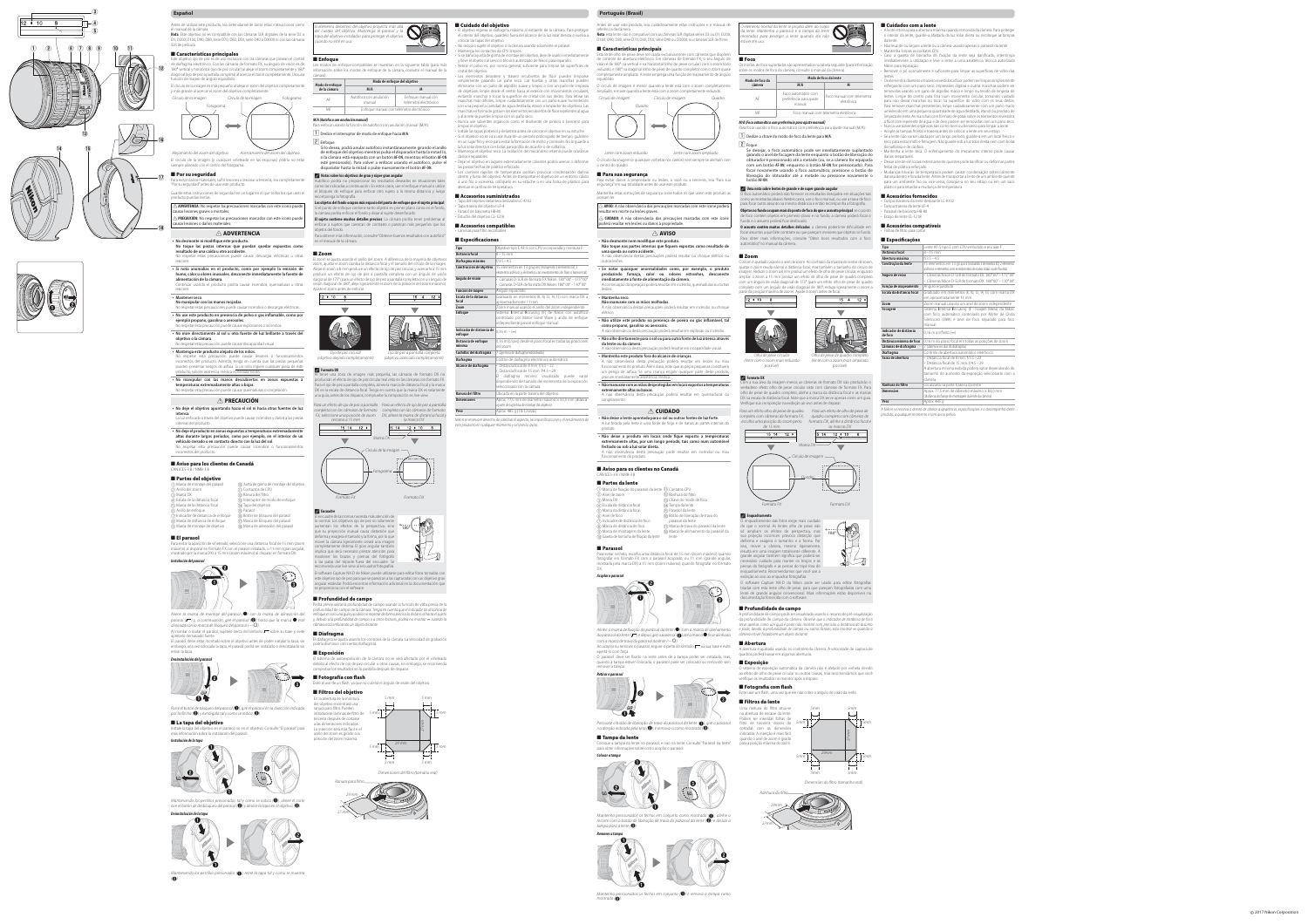## Español

### Características principales

### Por su seguridad

#### ⚠ ADVERTENCIA

#### ⚠ PRECAUCIÓN

### Aviso para los clientes de Canadá

### Partes del objetivo

### El parasol

### La tapa del objetivo

### Enfoque

### Zoom

### Profundidad de campo

### Diafragma

### Exposición

### Fotografía con flash

### Filtros del objetivo

### Cuidado del objetivo

### Accesorios suministrados

### Accesorios compatibles

### Especificaciones

## Português (Brasil)

### Características principais

### Para sua segurança

#### ⚠ AVISO

#### ⚠ CUIDADO

### Aviso para os clientes no Canadá

### Partes da lente

### Parassol

### Tampa da lente

### Foco

### Zoom

### Profundidade de campo

### Abertura

### Exposição

### Fotografia com flash

### Filtros da lente

### Cuidados com a lente

### Acessórios fornecidos

### Acessórios compatíveis

### Especificações

© 2017 Nikon Corporation